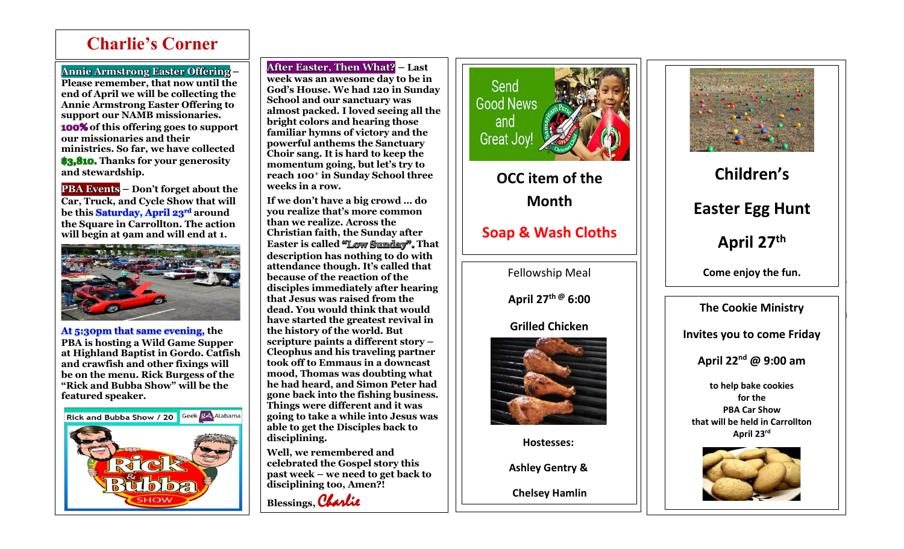# Charlie's Corner

**Annie Armstrong Easter Offering** – Please remember, that now until the end of April we will be collecting the Annie Armstrong Easter Offering to support our NAMB missionaries. **100%** of this offering goes to support our missionaries and their ministries. So far, we have collected **$3,810.** Thanks for your generosity and stewardship.

**PBA Events** – Don't forget about the Car, Truck, and Cycle Show that will be this **Saturday, April 23rd** around the Square in Carrollton. The action will begin at 9am and will end at 1.

**At 5:30pm that same evening,** the PBA is hosting a Wild Game Supper at Highland Baptist in Gordo. Catfish and crawfish and other fixings will be on the menu. Rick Burgess of the "Rick and Bubba Show" will be the featured speaker.

**After Easter, Then What?** – Last week was an awesome day to be in God's House. We had 120 in Sunday School and our sanctuary was almost packed. I loved seeing all the bright colors and hearing those familiar hymns of victory and the powerful anthems the Sanctuary Choir sang. It is hard to keep the momentum going, but let's try to reach 100+ in Sunday School three weeks in a row.

If we don't have a big crowd … do you realize that's more common than we realize. Across the Christian faith, the Sunday after Easter is called "Low Sunday". That description has nothing to do with attendance though. It's called that because of the reaction of the disciples immediately after hearing that Jesus was raised from the dead. You would think that would have started the greatest revival in the history of the world. But scripture paints a different story – Cleophus and his traveling partner took off to Emmaus in a downcast mood, Thomas was doubting what he had heard, and Simon Peter had gone back into the fishing business. Things were different and it was going to take a while into Jesus was able to get the Disciples back to disciplining.

Well, we remembered and celebrated the Gospel story this past week – we need to get back to disciplining too, Amen?!

Blessings, *Charlie*

Send Good News and Great Joy!

## OCC item of the Month

**Soap & Wash Cloths**

Fellowship Meal

**April 27th @ 6:00**

**Grilled Chicken**

**Hostesses:**

**Ashley Gentry &**

**Chelsey Hamlin**

## Children's Easter Egg Hunt

## April 27th

**Come enjoy the fun.**

**The Cookie Ministry**

**Invites you to come Friday**

**April 22nd @ 9:00 am**

**to help bake cookies for the PBA Car Show that will be held in Carrollton April 23rd**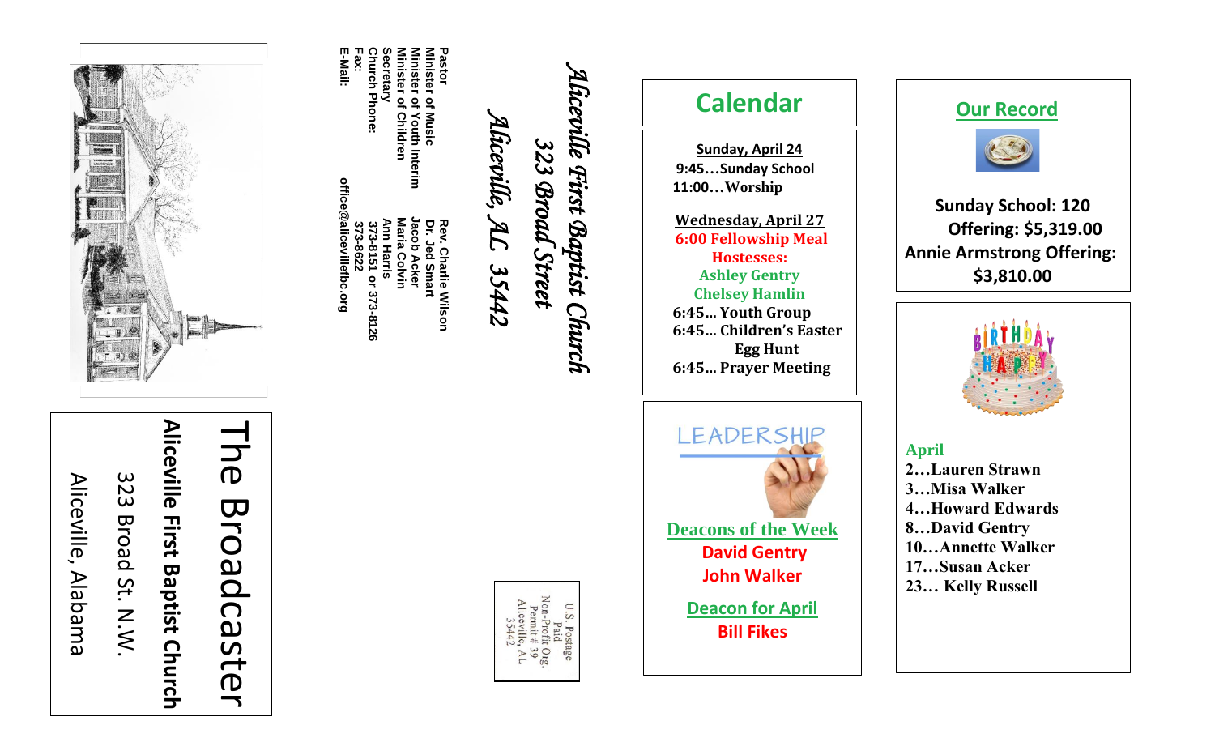# The Broadcaster

**Aliceville First Baptist Church**

323 Broad St. N.W.

Aliceville, Alabama

*Aliceville First Baptist Church*

*323 Broad Street*

*Aliceville, AL 35442*

**Pastor** Rev. Charlie Wilson
**Minister of Music** Dr. Jed Smart
**Minister of Youth Interim** Jacob Acker
**Minister of Children** Maria Colvin
**Secretary** Ann Harris
**Church Phone:** 373-8151 or 373-8126
**Fax:** 373-8622
**E-Mail:** office@alicevillefbc.org

U.S. Postage
Paid
Non-Profit Org.
Permit # 39
Aliceville, AL
35442

## Calendar

**Sunday, April 24**
**9:45…Sunday School**
**11:00…Worship**

**Wednesday, April 27**
**6:00 Fellowship Meal**
**Hostesses:**
**Ashley Gentry**
**Chelsey Hamlin**
**6:45… Youth Group**
**6:45… Children's Easter Egg Hunt**
**6:45… Prayer Meeting**

## LEADERSHIP

**Deacons of the Week**
**David Gentry**
**John Walker**

**Deacon for April**
**Bill Fikes**

## Our Record

**Sunday School: 120**
**Offering: $5,319.00**
**Annie Armstrong Offering: $3,810.00**

HAPPY BIRTHDAY

**April**
**2…Lauren Strawn**
**3…Misa Walker**
**4…Howard Edwards**
**8…David Gentry**
**10…Annette Walker**
**17…Susan Acker**
**23… Kelly Russell**